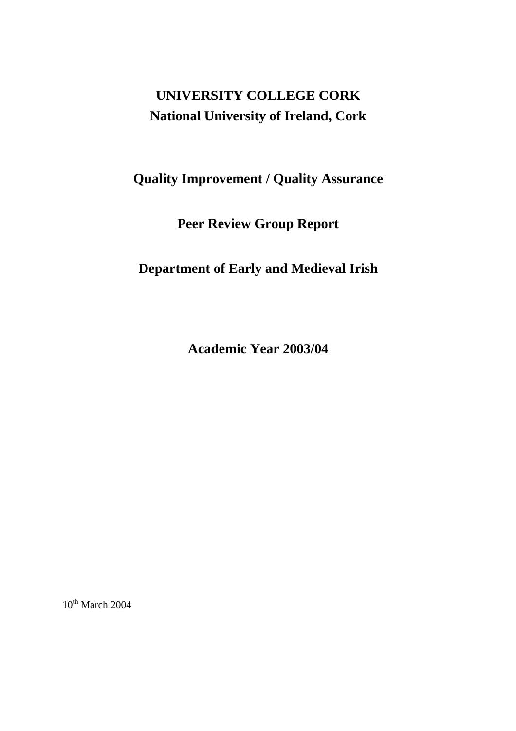# UNIVERSITY COLLEGE CORK
## National University of Ireland, Cork

## Quality Improvement / Quality Assurance

## Peer Review Group Report

## Department of Early and Medieval Irish

## Academic Year 2003/04

10th March 2004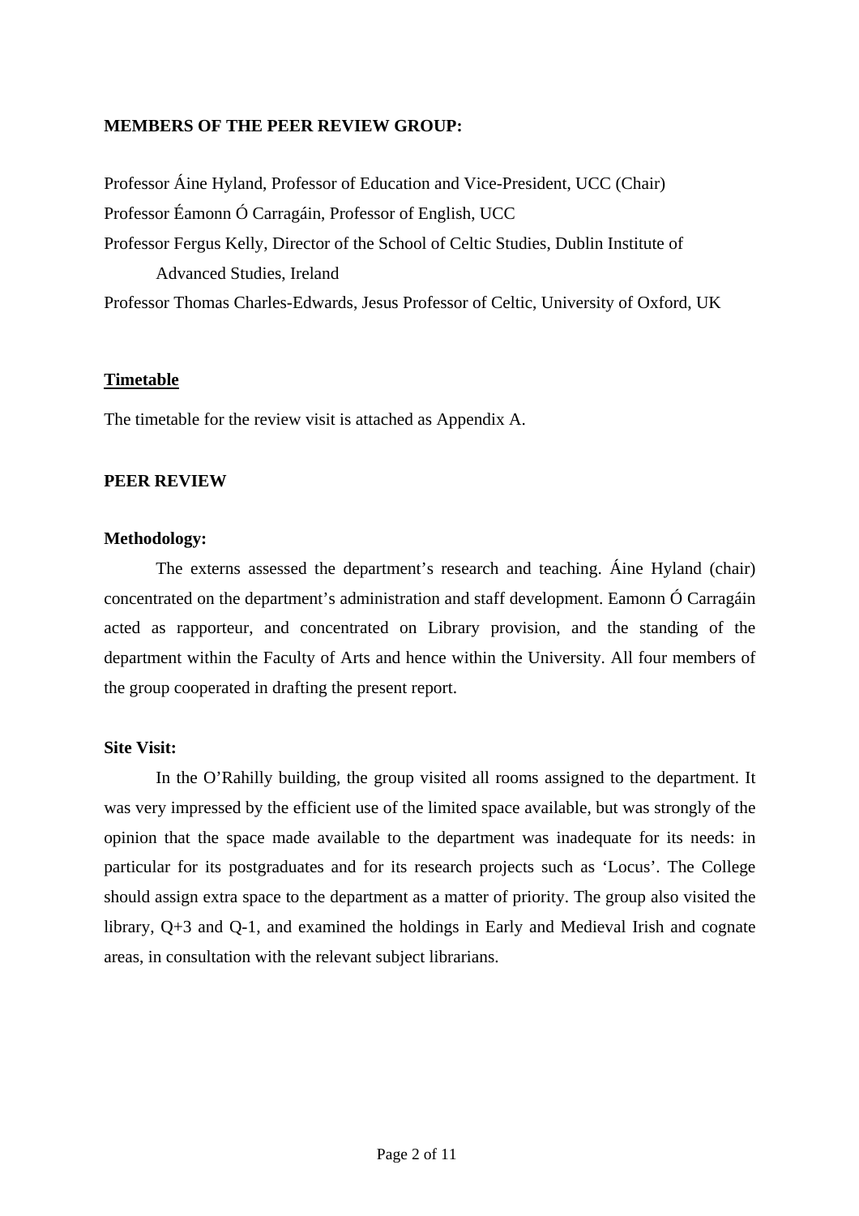**MEMBERS OF THE PEER REVIEW GROUP:**

Professor Áine Hyland, Professor of Education and Vice-President, UCC (Chair)
Professor Éamonn Ó Carragáin, Professor of English, UCC
Professor Fergus Kelly, Director of the School of Celtic Studies, Dublin Institute of Advanced Studies, Ireland
Professor Thomas Charles-Edwards, Jesus Professor of Celtic, University of Oxford, UK

**Timetable**

The timetable for the review visit is attached as Appendix A.

**PEER REVIEW**

**Methodology:**

The externs assessed the department's research and teaching. Áine Hyland (chair) concentrated on the department's administration and staff development. Eamonn Ó Carragáin acted as rapporteur, and concentrated on Library provision, and the standing of the department within the Faculty of Arts and hence within the University. All four members of the group cooperated in drafting the present report.

**Site Visit:**

In the O'Rahilly building, the group visited all rooms assigned to the department. It was very impressed by the efficient use of the limited space available, but was strongly of the opinion that the space made available to the department was inadequate for its needs: in particular for its postgraduates and for its research projects such as 'Locus'. The College should assign extra space to the department as a matter of priority. The group also visited the library, Q+3 and Q-1, and examined the holdings in Early and Medieval Irish and cognate areas, in consultation with the relevant subject librarians.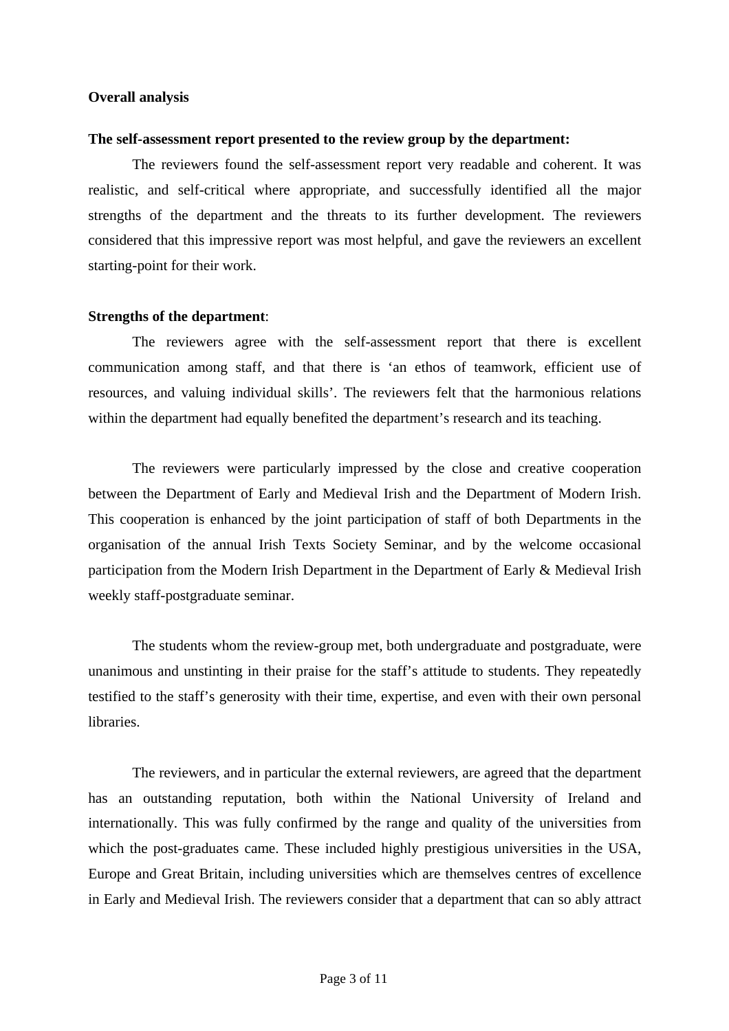**Overall analysis**

**The self-assessment report presented to the review group by the department:**

The reviewers found the self-assessment report very readable and coherent. It was realistic, and self-critical where appropriate, and successfully identified all the major strengths of the department and the threats to its further development. The reviewers considered that this impressive report was most helpful, and gave the reviewers an excellent starting-point for their work.

**Strengths of the department**:

The reviewers agree with the self-assessment report that there is excellent communication among staff, and that there is 'an ethos of teamwork, efficient use of resources, and valuing individual skills'. The reviewers felt that the harmonious relations within the department had equally benefited the department's research and its teaching.

The reviewers were particularly impressed by the close and creative cooperation between the Department of Early and Medieval Irish and the Department of Modern Irish. This cooperation is enhanced by the joint participation of staff of both Departments in the organisation of the annual Irish Texts Society Seminar, and by the welcome occasional participation from the Modern Irish Department in the Department of Early & Medieval Irish weekly staff-postgraduate seminar.

The students whom the review-group met, both undergraduate and postgraduate, were unanimous and unstinting in their praise for the staff's attitude to students. They repeatedly testified to the staff's generosity with their time, expertise, and even with their own personal libraries.

The reviewers, and in particular the external reviewers, are agreed that the department has an outstanding reputation, both within the National University of Ireland and internationally. This was fully confirmed by the range and quality of the universities from which the post-graduates came. These included highly prestigious universities in the USA, Europe and Great Britain, including universities which are themselves centres of excellence in Early and Medieval Irish. The reviewers consider that a department that can so ably attract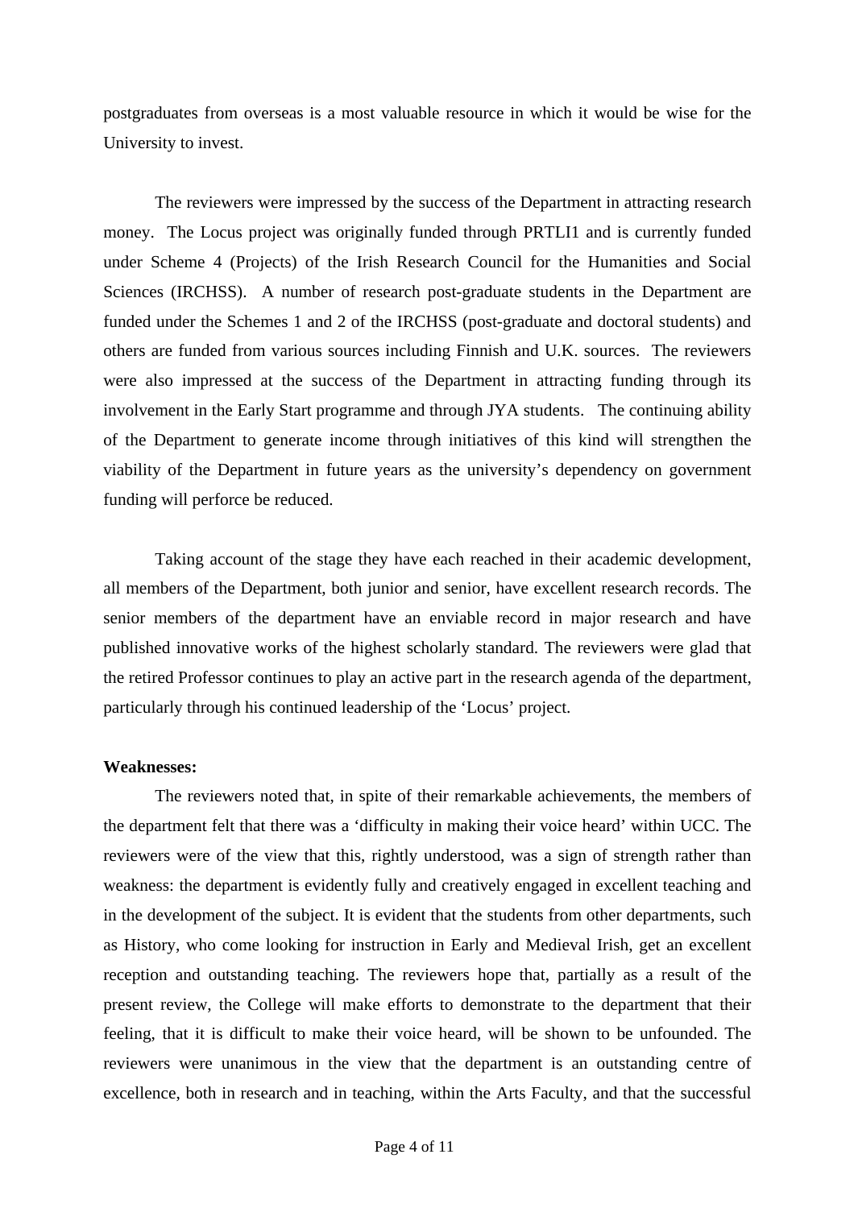postgraduates from overseas is a most valuable resource in which it would be wise for the University to invest.

The reviewers were impressed by the success of the Department in attracting research money. The Locus project was originally funded through PRTLI1 and is currently funded under Scheme 4 (Projects) of the Irish Research Council for the Humanities and Social Sciences (IRCHSS). A number of research post-graduate students in the Department are funded under the Schemes 1 and 2 of the IRCHSS (post-graduate and doctoral students) and others are funded from various sources including Finnish and U.K. sources. The reviewers were also impressed at the success of the Department in attracting funding through its involvement in the Early Start programme and through JYA students. The continuing ability of the Department to generate income through initiatives of this kind will strengthen the viability of the Department in future years as the university's dependency on government funding will perforce be reduced.

Taking account of the stage they have each reached in their academic development, all members of the Department, both junior and senior, have excellent research records. The senior members of the department have an enviable record in major research and have published innovative works of the highest scholarly standard. The reviewers were glad that the retired Professor continues to play an active part in the research agenda of the department, particularly through his continued leadership of the 'Locus' project.

**Weaknesses:**

The reviewers noted that, in spite of their remarkable achievements, the members of the department felt that there was a 'difficulty in making their voice heard' within UCC. The reviewers were of the view that this, rightly understood, was a sign of strength rather than weakness: the department is evidently fully and creatively engaged in excellent teaching and in the development of the subject. It is evident that the students from other departments, such as History, who come looking for instruction in Early and Medieval Irish, get an excellent reception and outstanding teaching. The reviewers hope that, partially as a result of the present review, the College will make efforts to demonstrate to the department that their feeling, that it is difficult to make their voice heard, will be shown to be unfounded. The reviewers were unanimous in the view that the department is an outstanding centre of excellence, both in research and in teaching, within the Arts Faculty, and that the successful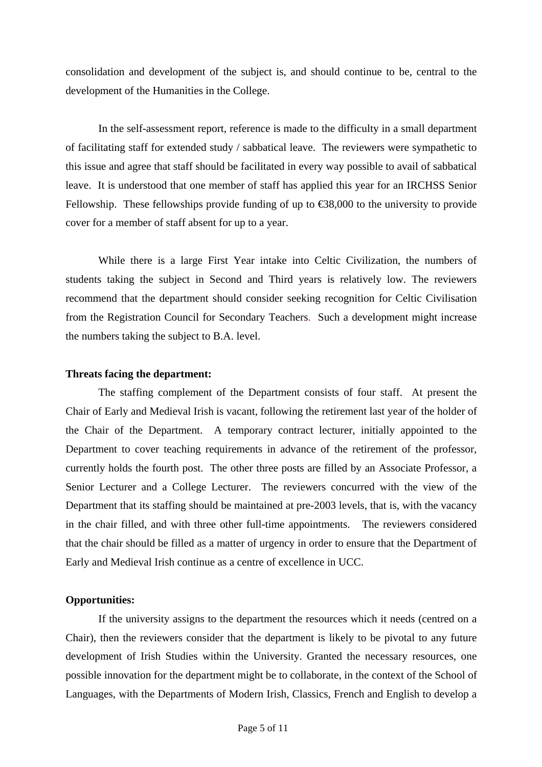consolidation and development of the subject is, and should continue to be, central to the development of the Humanities in the College.

In the self-assessment report, reference is made to the difficulty in a small department of facilitating staff for extended study / sabbatical leave. The reviewers were sympathetic to this issue and agree that staff should be facilitated in every way possible to avail of sabbatical leave. It is understood that one member of staff has applied this year for an IRCHSS Senior Fellowship. These fellowships provide funding of up to €38,000 to the university to provide cover for a member of staff absent for up to a year.

While there is a large First Year intake into Celtic Civilization, the numbers of students taking the subject in Second and Third years is relatively low. The reviewers recommend that the department should consider seeking recognition for Celtic Civilisation from the Registration Council for Secondary Teachers. Such a development might increase the numbers taking the subject to B.A. level.

**Threats facing the department:**

The staffing complement of the Department consists of four staff. At present the Chair of Early and Medieval Irish is vacant, following the retirement last year of the holder of the Chair of the Department. A temporary contract lecturer, initially appointed to the Department to cover teaching requirements in advance of the retirement of the professor, currently holds the fourth post. The other three posts are filled by an Associate Professor, a Senior Lecturer and a College Lecturer. The reviewers concurred with the view of the Department that its staffing should be maintained at pre-2003 levels, that is, with the vacancy in the chair filled, and with three other full-time appointments. The reviewers considered that the chair should be filled as a matter of urgency in order to ensure that the Department of Early and Medieval Irish continue as a centre of excellence in UCC.

**Opportunities:**

If the university assigns to the department the resources which it needs (centred on a Chair), then the reviewers consider that the department is likely to be pivotal to any future development of Irish Studies within the University. Granted the necessary resources, one possible innovation for the department might be to collaborate, in the context of the School of Languages, with the Departments of Modern Irish, Classics, French and English to develop a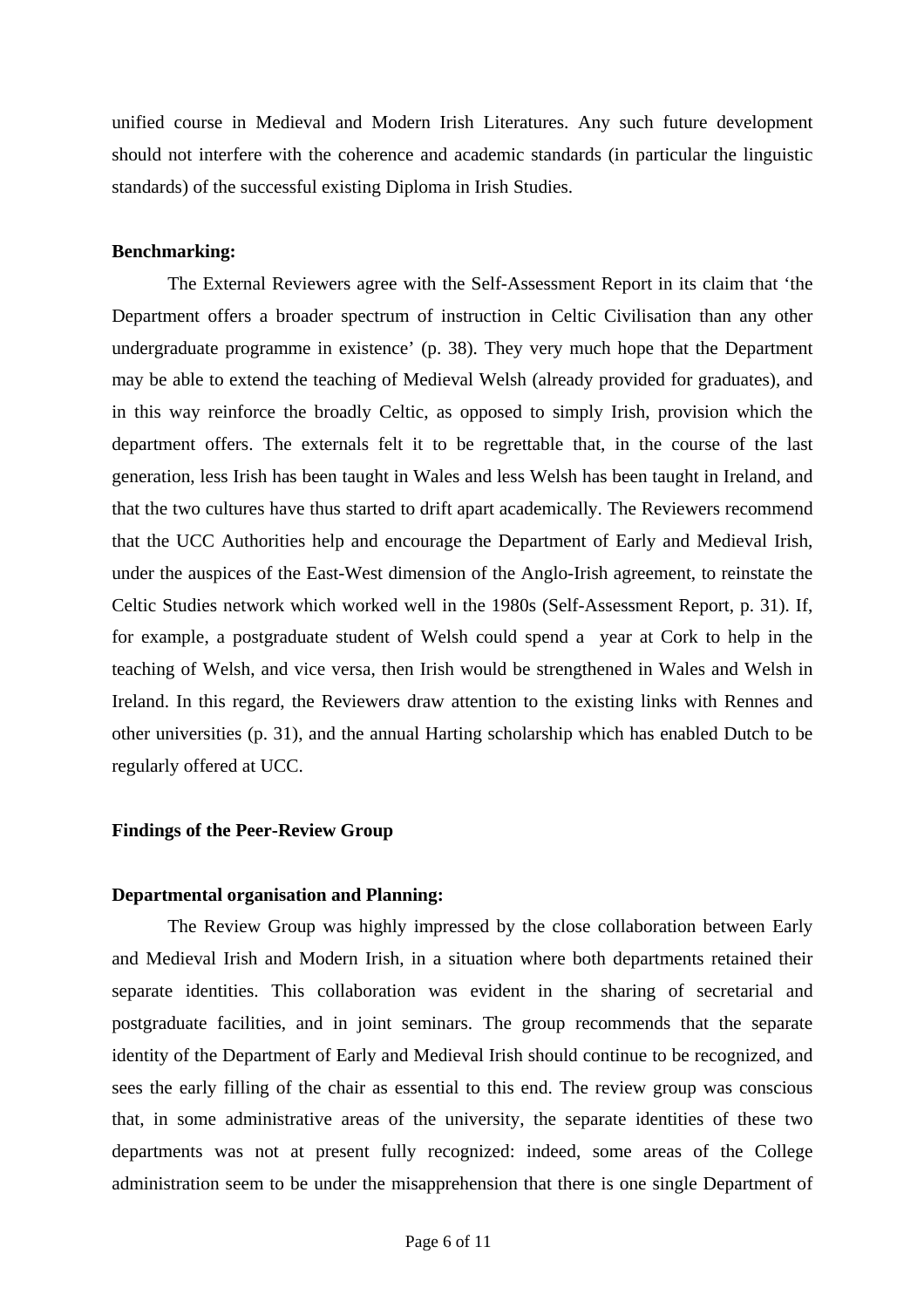unified course in Medieval and Modern Irish Literatures. Any such future development should not interfere with the coherence and academic standards (in particular the linguistic standards) of the successful existing Diploma in Irish Studies.

**Benchmarking:**

The External Reviewers agree with the Self-Assessment Report in its claim that 'the Department offers a broader spectrum of instruction in Celtic Civilisation than any other undergraduate programme in existence' (p. 38). They very much hope that the Department may be able to extend the teaching of Medieval Welsh (already provided for graduates), and in this way reinforce the broadly Celtic, as opposed to simply Irish, provision which the department offers. The externals felt it to be regrettable that, in the course of the last generation, less Irish has been taught in Wales and less Welsh has been taught in Ireland, and that the two cultures have thus started to drift apart academically. The Reviewers recommend that the UCC Authorities help and encourage the Department of Early and Medieval Irish, under the auspices of the East-West dimension of the Anglo-Irish agreement, to reinstate the Celtic Studies network which worked well in the 1980s (Self-Assessment Report, p. 31). If, for example, a postgraduate student of Welsh could spend a year at Cork to help in the teaching of Welsh, and vice versa, then Irish would be strengthened in Wales and Welsh in Ireland. In this regard, the Reviewers draw attention to the existing links with Rennes and other universities (p. 31), and the annual Harting scholarship which has enabled Dutch to be regularly offered at UCC.

**Findings of the Peer-Review Group**

**Departmental organisation and Planning:**

The Review Group was highly impressed by the close collaboration between Early and Medieval Irish and Modern Irish, in a situation where both departments retained their separate identities. This collaboration was evident in the sharing of secretarial and postgraduate facilities, and in joint seminars. The group recommends that the separate identity of the Department of Early and Medieval Irish should continue to be recognized, and sees the early filling of the chair as essential to this end. The review group was conscious that, in some administrative areas of the university, the separate identities of these two departments was not at present fully recognized: indeed, some areas of the College administration seem to be under the misapprehension that there is one single Department of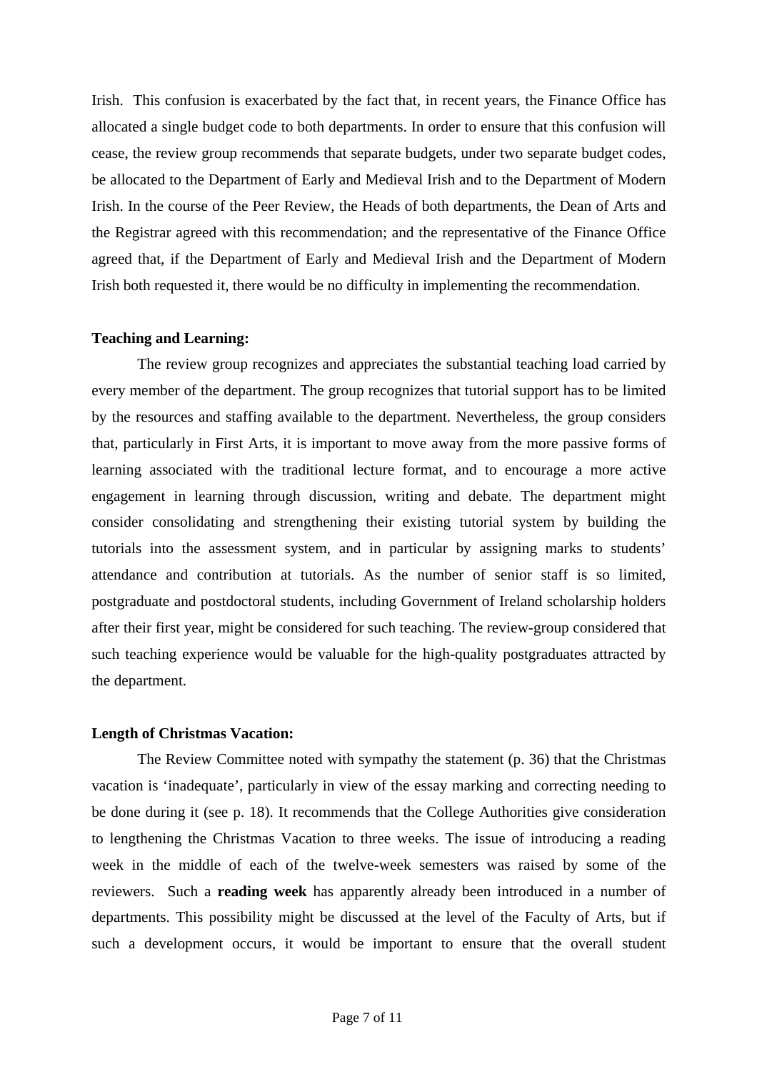Irish. This confusion is exacerbated by the fact that, in recent years, the Finance Office has allocated a single budget code to both departments. In order to ensure that this confusion will cease, the review group recommends that separate budgets, under two separate budget codes, be allocated to the Department of Early and Medieval Irish and to the Department of Modern Irish. In the course of the Peer Review, the Heads of both departments, the Dean of Arts and the Registrar agreed with this recommendation; and the representative of the Finance Office agreed that, if the Department of Early and Medieval Irish and the Department of Modern Irish both requested it, there would be no difficulty in implementing the recommendation.

**Teaching and Learning:**

The review group recognizes and appreciates the substantial teaching load carried by every member of the department. The group recognizes that tutorial support has to be limited by the resources and staffing available to the department. Nevertheless, the group considers that, particularly in First Arts, it is important to move away from the more passive forms of learning associated with the traditional lecture format, and to encourage a more active engagement in learning through discussion, writing and debate. The department might consider consolidating and strengthening their existing tutorial system by building the tutorials into the assessment system, and in particular by assigning marks to students' attendance and contribution at tutorials. As the number of senior staff is so limited, postgraduate and postdoctoral students, including Government of Ireland scholarship holders after their first year, might be considered for such teaching. The review-group considered that such teaching experience would be valuable for the high-quality postgraduates attracted by the department.

**Length of Christmas Vacation:**

The Review Committee noted with sympathy the statement (p. 36) that the Christmas vacation is 'inadequate', particularly in view of the essay marking and correcting needing to be done during it (see p. 18). It recommends that the College Authorities give consideration to lengthening the Christmas Vacation to three weeks. The issue of introducing a reading week in the middle of each of the twelve-week semesters was raised by some of the reviewers. Such a **reading week** has apparently already been introduced in a number of departments. This possibility might be discussed at the level of the Faculty of Arts, but if such a development occurs, it would be important to ensure that the overall student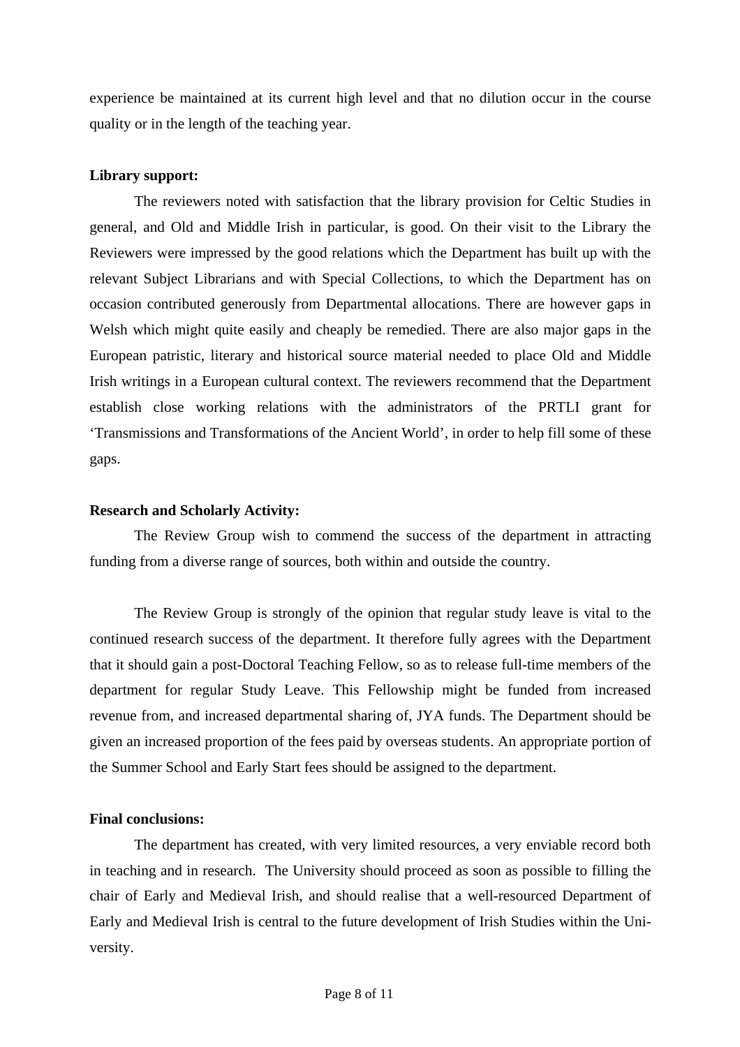experience be maintained at its current high level and that no dilution occur in the course quality or in the length of the teaching year.

**Library support:**

The reviewers noted with satisfaction that the library provision for Celtic Studies in general, and Old and Middle Irish in particular, is good. On their visit to the Library the Reviewers were impressed by the good relations which the Department has built up with the relevant Subject Librarians and with Special Collections, to which the Department has on occasion contributed generously from Departmental allocations. There are however gaps in Welsh which might quite easily and cheaply be remedied. There are also major gaps in the European patristic, literary and historical source material needed to place Old and Middle Irish writings in a European cultural context. The reviewers recommend that the Department establish close working relations with the administrators of the PRTLI grant for 'Transmissions and Transformations of the Ancient World', in order to help fill some of these gaps.

**Research and Scholarly Activity:**

The Review Group wish to commend the success of the department in attracting funding from a diverse range of sources, both within and outside the country.

The Review Group is strongly of the opinion that regular study leave is vital to the continued research success of the department. It therefore fully agrees with the Department that it should gain a post-Doctoral Teaching Fellow, so as to release full-time members of the department for regular Study Leave. This Fellowship might be funded from increased revenue from, and increased departmental sharing of, JYA funds. The Department should be given an increased proportion of the fees paid by overseas students. An appropriate portion of the Summer School and Early Start fees should be assigned to the department.

**Final conclusions:**

The department has created, with very limited resources, a very enviable record both in teaching and in research. The University should proceed as soon as possible to filling the chair of Early and Medieval Irish, and should realise that a well-resourced Department of Early and Medieval Irish is central to the future development of Irish Studies within the University.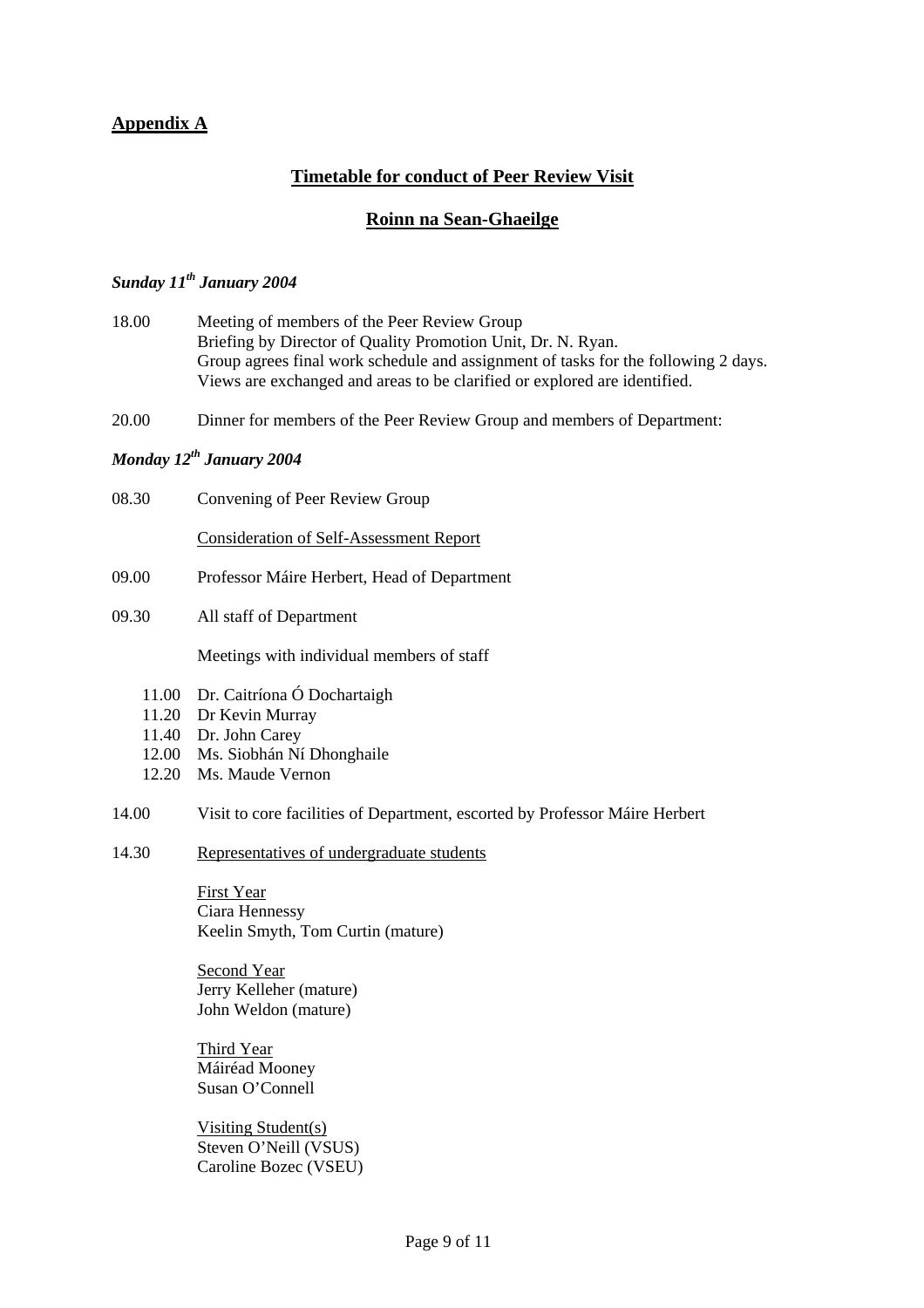## Appendix A

### Timetable for conduct of Peer Review Visit

### Roinn na Sean-Ghaeilge

***Sunday 11th January 2004***

18.00 Meeting of members of the Peer Review Group
Briefing by Director of Quality Promotion Unit, Dr. N. Ryan.
Group agrees final work schedule and assignment of tasks for the following 2 days.
Views are exchanged and areas to be clarified or explored are identified.

20.00 Dinner for members of the Peer Review Group and members of Department:

***Monday 12th January 2004***

08.30 Convening of Peer Review Group

Consideration of Self-Assessment Report

09.00 Professor Máire Herbert, Head of Department

09.30 All staff of Department

Meetings with individual members of staff

- 11.00 Dr. Caitríona Ó Dochartaigh
- 11.20 Dr Kevin Murray
- 11.40 Dr. John Carey
- 12.00 Ms. Siobhán Ní Dhonghaile
- 12.20 Ms. Maude Vernon

14.00 Visit to core facilities of Department, escorted by Professor Máire Herbert

14.30 Representatives of undergraduate students

First Year
Ciara Hennessy
Keelin Smyth, Tom Curtin (mature)

Second Year
Jerry Kelleher (mature)
John Weldon (mature)

Third Year
Máiréad Mooney
Susan O'Connell

Visiting Student(s)
Steven O'Neill (VSUS)
Caroline Bozec (VSEU)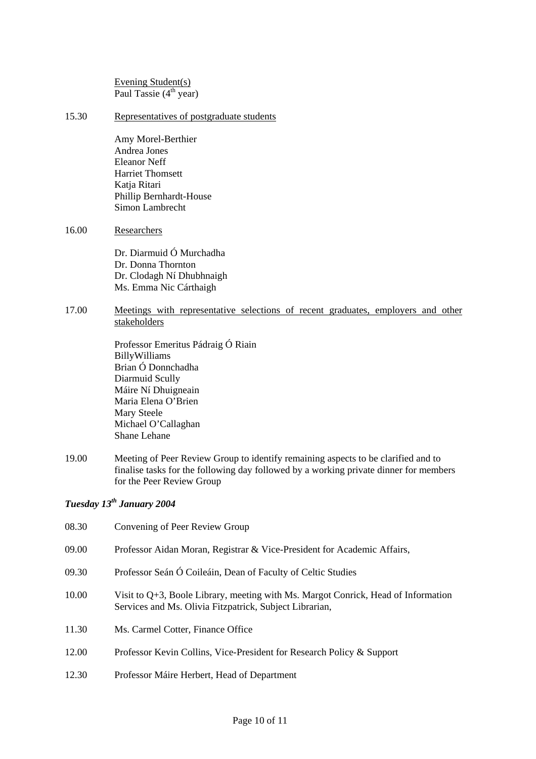Evening Student(s)
Paul Tassie (4th year)

15.30 Representatives of postgraduate students

Amy Morel-Berthier
Andrea Jones
Eleanor Neff
Harriet Thomsett
Katja Ritari
Phillip Bernhardt-House
Simon Lambrecht

16.00 Researchers

Dr. Diarmuid Ó Murchadha
Dr. Donna Thornton
Dr. Clodagh Ní Dhubhnaigh
Ms. Emma Nic Cárthaigh

17.00 Meetings with representative selections of recent graduates, employers and other stakeholders

Professor Emeritus Pádraig Ó Riain
BillyWilliams
Brian Ó Donnchadha
Diarmuid Scully
Máire Ní Dhuigneain
Maria Elena O'Brien
Mary Steele
Michael O'Callaghan
Shane Lehane

19.00 Meeting of Peer Review Group to identify remaining aspects to be clarified and to finalise tasks for the following day followed by a working private dinner for members for the Peer Review Group

### *Tuesday 13th January 2004*

08.30 Convening of Peer Review Group

09.00 Professor Aidan Moran, Registrar & Vice-President for Academic Affairs,

09.30 Professor Seán Ó Coileáin, Dean of Faculty of Celtic Studies

10.00 Visit to Q+3, Boole Library, meeting with Ms. Margot Conrick, Head of Information Services and Ms. Olivia Fitzpatrick, Subject Librarian,

11.30 Ms. Carmel Cotter, Finance Office

12.00 Professor Kevin Collins, Vice-President for Research Policy & Support

12.30 Professor Máire Herbert, Head of Department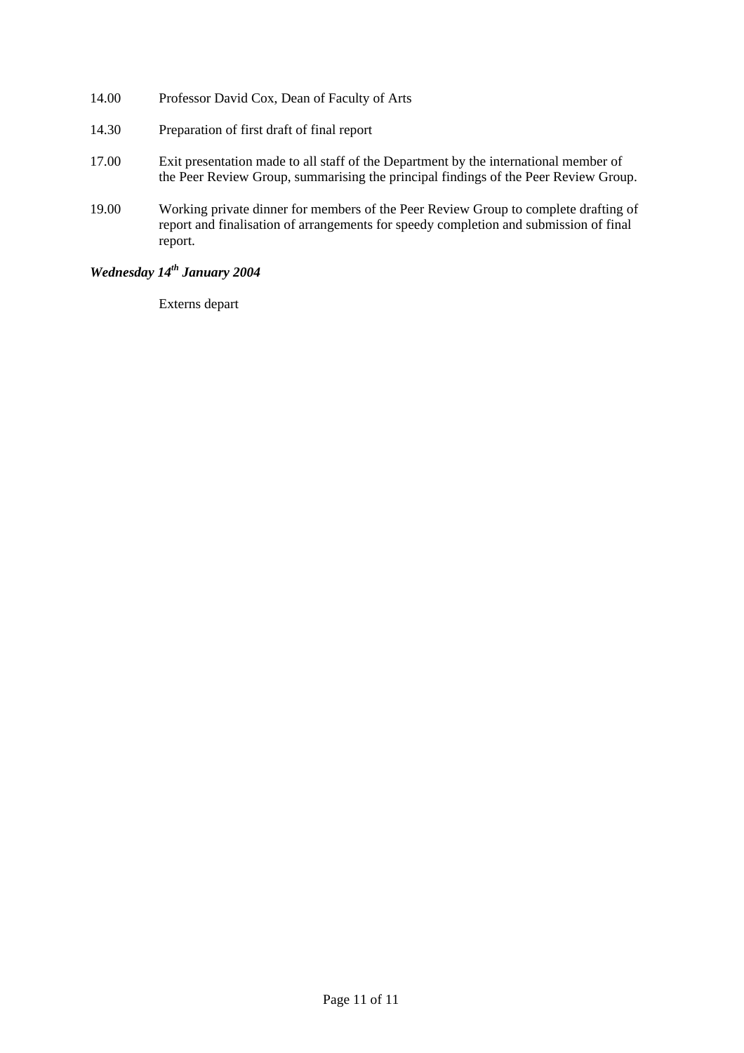14.00 Professor David Cox, Dean of Faculty of Arts

14.30 Preparation of first draft of final report

17.00 Exit presentation made to all staff of the Department by the international member of the Peer Review Group, summarising the principal findings of the Peer Review Group.

19.00 Working private dinner for members of the Peer Review Group to complete drafting of report and finalisation of arrangements for speedy completion and submission of final report.

***Wednesday 14th January 2004***

Externs depart